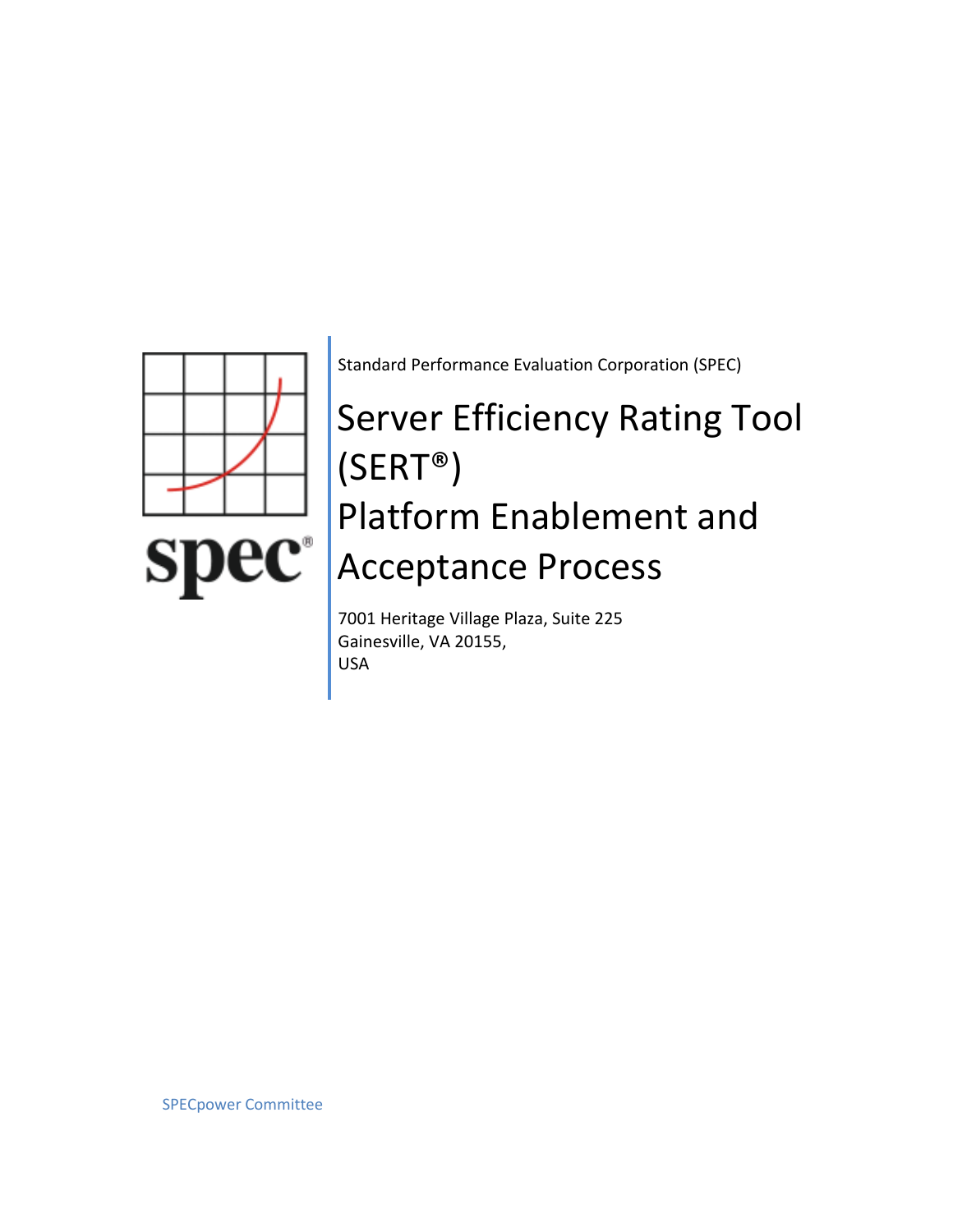Standard Performance Evaluation Corporation (SPEC)

# Server Efficiency Rating Tool (SERT®) Platform Enablement and Acceptance Process

7001 Heritage Village Plaza, Suite 225
Gainesville, VA 20155,
USA

SPECpower Committee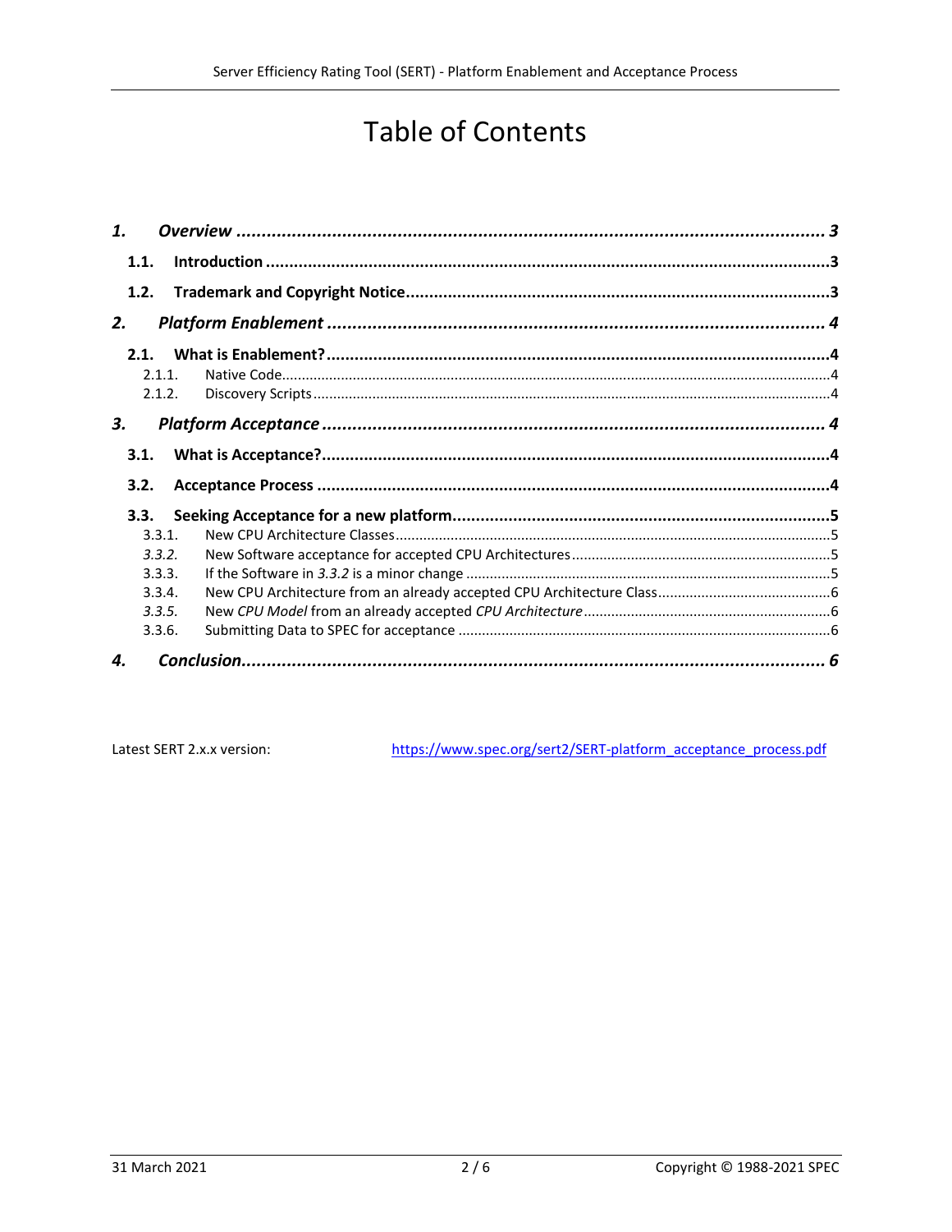# Table of Contents

| | | |
|---|---|---|
| ***1.*** | ***Overview*** | ***3*** |
| **1.1.** | **Introduction** | **3** |
| **1.2.** | **Trademark and Copyright Notice** | **3** |
| ***2.*** | ***Platform Enablement*** | ***4*** |
| **2.1.** | **What is Enablement?** | **4** |
| 2.1.1. | Native Code | 4 |
| 2.1.2. | Discovery Scripts | 4 |
| ***3.*** | ***Platform Acceptance*** | ***4*** |
| **3.1.** | **What is Acceptance?** | **4** |
| **3.2.** | **Acceptance Process** | **4** |
| **3.3.** | **Seeking Acceptance for a new platform** | **5** |
| 3.3.1. | New CPU Architecture Classes | 5 |
| *3.3.2.* | New Software acceptance for accepted CPU Architectures | 5 |
| 3.3.3. | If the Software in *3.3.2* is a minor change | 5 |
| 3.3.4. | New CPU Architecture from an already accepted CPU Architecture Class | 6 |
| *3.3.5.* | New *CPU Model* from an already accepted *CPU Architecture* | 6 |
| 3.3.6. | Submitting Data to SPEC for acceptance | 6 |
| ***4.*** | ***Conclusion*** | ***6*** |

Latest SERT 2.x.x version: https://www.spec.org/sert2/SERT-platform_acceptance_process.pdf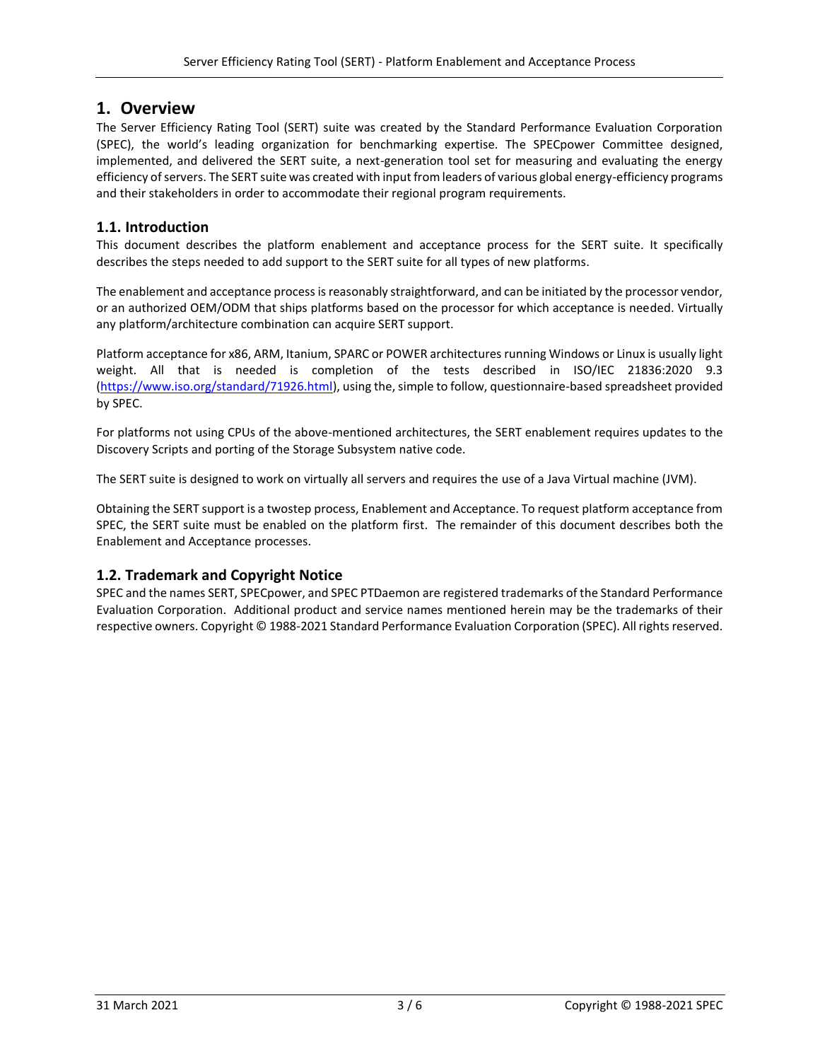# 1. Overview

The Server Efficiency Rating Tool (SERT) suite was created by the Standard Performance Evaluation Corporation (SPEC), the world's leading organization for benchmarking expertise. The SPECpower Committee designed, implemented, and delivered the SERT suite, a next-generation tool set for measuring and evaluating the energy efficiency of servers. The SERT suite was created with input from leaders of various global energy-efficiency programs and their stakeholders in order to accommodate their regional program requirements.

## 1.1. Introduction

This document describes the platform enablement and acceptance process for the SERT suite. It specifically describes the steps needed to add support to the SERT suite for all types of new platforms.

The enablement and acceptance process is reasonably straightforward, and can be initiated by the processor vendor, or an authorized OEM/ODM that ships platforms based on the processor for which acceptance is needed. Virtually any platform/architecture combination can acquire SERT support.

Platform acceptance for x86, ARM, Itanium, SPARC or POWER architectures running Windows or Linux is usually light weight. All that is needed is completion of the tests described in ISO/IEC 21836:2020 9.3 (https://www.iso.org/standard/71926.html), using the, simple to follow, questionnaire-based spreadsheet provided by SPEC.

For platforms not using CPUs of the above-mentioned architectures, the SERT enablement requires updates to the Discovery Scripts and porting of the Storage Subsystem native code.

The SERT suite is designed to work on virtually all servers and requires the use of a Java Virtual machine (JVM).

Obtaining the SERT support is a twostep process, Enablement and Acceptance. To request platform acceptance from SPEC, the SERT suite must be enabled on the platform first. The remainder of this document describes both the Enablement and Acceptance processes.

## 1.2. Trademark and Copyright Notice

SPEC and the names SERT, SPECpower, and SPEC PTDaemon are registered trademarks of the Standard Performance Evaluation Corporation. Additional product and service names mentioned herein may be the trademarks of their respective owners. Copyright © 1988-2021 Standard Performance Evaluation Corporation (SPEC). All rights reserved.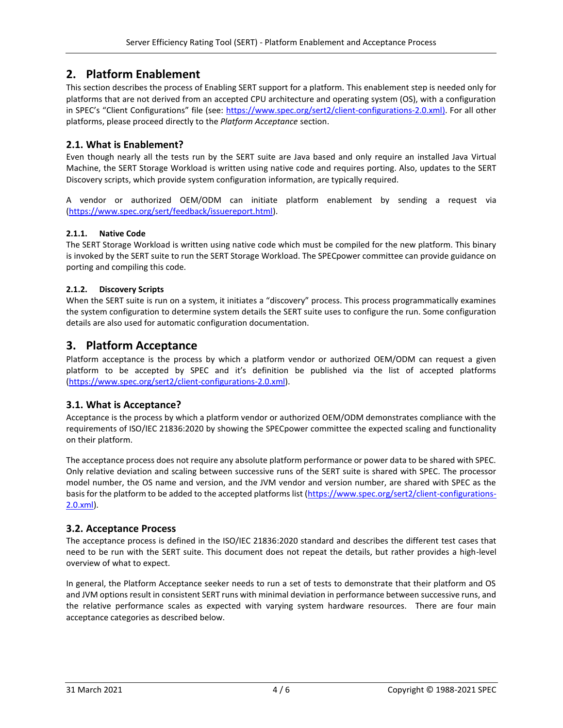## 2. Platform Enablement

This section describes the process of Enabling SERT support for a platform. This enablement step is needed only for platforms that are not derived from an accepted CPU architecture and operating system (OS), with a configuration in SPEC's "Client Configurations" file (see: https://www.spec.org/sert2/client-configurations-2.0.xml). For all other platforms, please proceed directly to the *Platform Acceptance* section.

### 2.1. What is Enablement?

Even though nearly all the tests run by the SERT suite are Java based and only require an installed Java Virtual Machine, the SERT Storage Workload is written using native code and requires porting. Also, updates to the SERT Discovery scripts, which provide system configuration information, are typically required.

A vendor or authorized OEM/ODM can initiate platform enablement by sending a request via (https://www.spec.org/sert/feedback/issuereport.html).

#### 2.1.1. Native Code

The SERT Storage Workload is written using native code which must be compiled for the new platform. This binary is invoked by the SERT suite to run the SERT Storage Workload. The SPECpower committee can provide guidance on porting and compiling this code.

#### 2.1.2. Discovery Scripts

When the SERT suite is run on a system, it initiates a "discovery" process. This process programmatically examines the system configuration to determine system details the SERT suite uses to configure the run. Some configuration details are also used for automatic configuration documentation.

## 3. Platform Acceptance

Platform acceptance is the process by which a platform vendor or authorized OEM/ODM can request a given platform to be accepted by SPEC and it's definition be published via the list of accepted platforms (https://www.spec.org/sert2/client-configurations-2.0.xml).

### 3.1. What is Acceptance?

Acceptance is the process by which a platform vendor or authorized OEM/ODM demonstrates compliance with the requirements of ISO/IEC 21836:2020 by showing the SPECpower committee the expected scaling and functionality on their platform.

The acceptance process does not require any absolute platform performance or power data to be shared with SPEC. Only relative deviation and scaling between successive runs of the SERT suite is shared with SPEC. The processor model number, the OS name and version, and the JVM vendor and version number, are shared with SPEC as the basis for the platform to be added to the accepted platforms list (https://www.spec.org/sert2/client-configurations-2.0.xml).

### 3.2. Acceptance Process

The acceptance process is defined in the ISO/IEC 21836:2020 standard and describes the different test cases that need to be run with the SERT suite. This document does not repeat the details, but rather provides a high-level overview of what to expect.

In general, the Platform Acceptance seeker needs to run a set of tests to demonstrate that their platform and OS and JVM options result in consistent SERT runs with minimal deviation in performance between successive runs, and the relative performance scales as expected with varying system hardware resources. There are four main acceptance categories as described below.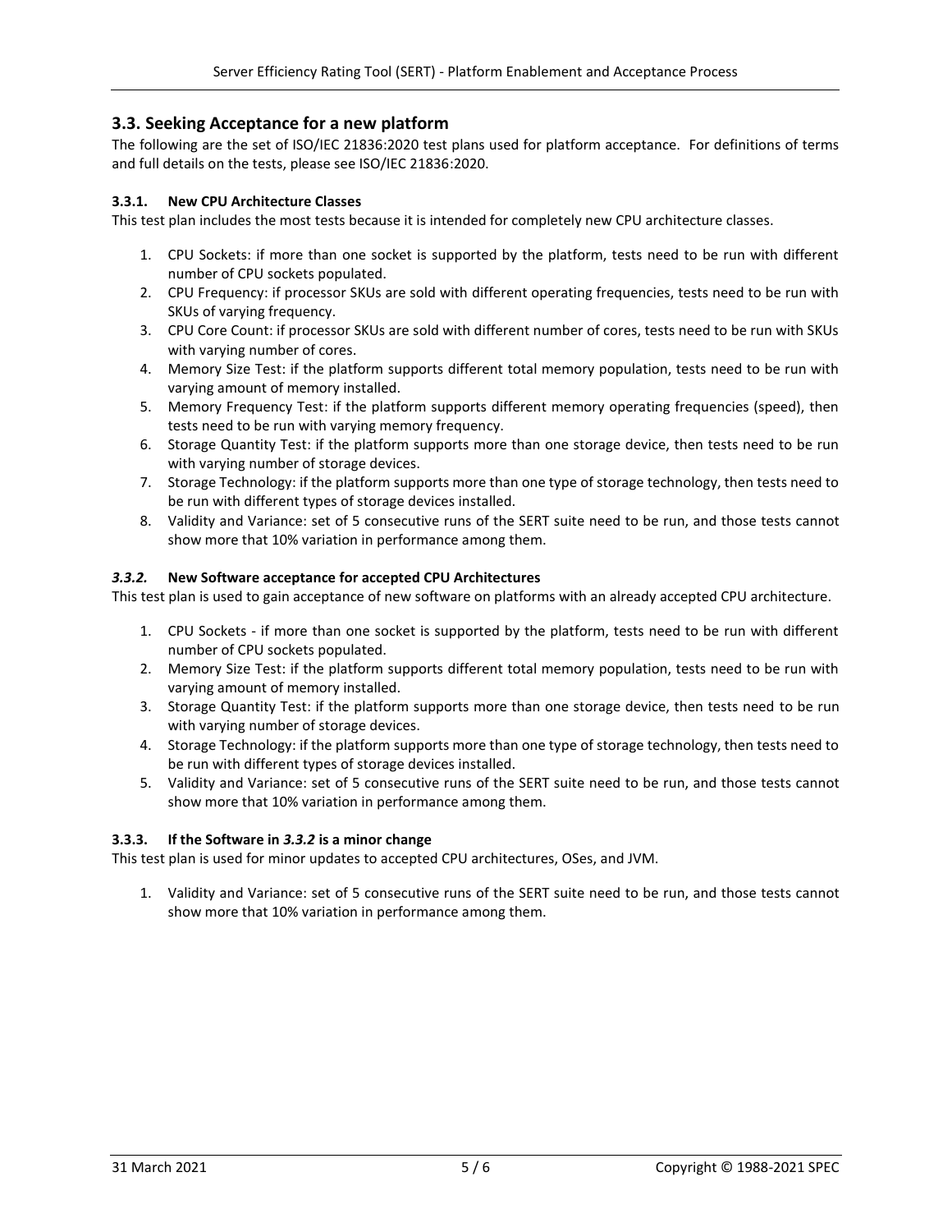## 3.3. Seeking Acceptance for a new platform

The following are the set of ISO/IEC 21836:2020 test plans used for platform acceptance. For definitions of terms and full details on the tests, please see ISO/IEC 21836:2020.

### 3.3.1. New CPU Architecture Classes

This test plan includes the most tests because it is intended for completely new CPU architecture classes.

1. CPU Sockets: if more than one socket is supported by the platform, tests need to be run with different number of CPU sockets populated.
2. CPU Frequency: if processor SKUs are sold with different operating frequencies, tests need to be run with SKUs of varying frequency.
3. CPU Core Count: if processor SKUs are sold with different number of cores, tests need to be run with SKUs with varying number of cores.
4. Memory Size Test: if the platform supports different total memory population, tests need to be run with varying amount of memory installed.
5. Memory Frequency Test: if the platform supports different memory operating frequencies (speed), then tests need to be run with varying memory frequency.
6. Storage Quantity Test: if the platform supports more than one storage device, then tests need to be run with varying number of storage devices.
7. Storage Technology: if the platform supports more than one type of storage technology, then tests need to be run with different types of storage devices installed.
8. Validity and Variance: set of 5 consecutive runs of the SERT suite need to be run, and those tests cannot show more that 10% variation in performance among them.

### *3.3.2.* New Software acceptance for accepted CPU Architectures

This test plan is used to gain acceptance of new software on platforms with an already accepted CPU architecture.

1. CPU Sockets - if more than one socket is supported by the platform, tests need to be run with different number of CPU sockets populated.
2. Memory Size Test: if the platform supports different total memory population, tests need to be run with varying amount of memory installed.
3. Storage Quantity Test: if the platform supports more than one storage device, then tests need to be run with varying number of storage devices.
4. Storage Technology: if the platform supports more than one type of storage technology, then tests need to be run with different types of storage devices installed.
5. Validity and Variance: set of 5 consecutive runs of the SERT suite need to be run, and those tests cannot show more that 10% variation in performance among them.

### 3.3.3. If the Software in *3.3.2* is a minor change

This test plan is used for minor updates to accepted CPU architectures, OSes, and JVM.

1. Validity and Variance: set of 5 consecutive runs of the SERT suite need to be run, and those tests cannot show more that 10% variation in performance among them.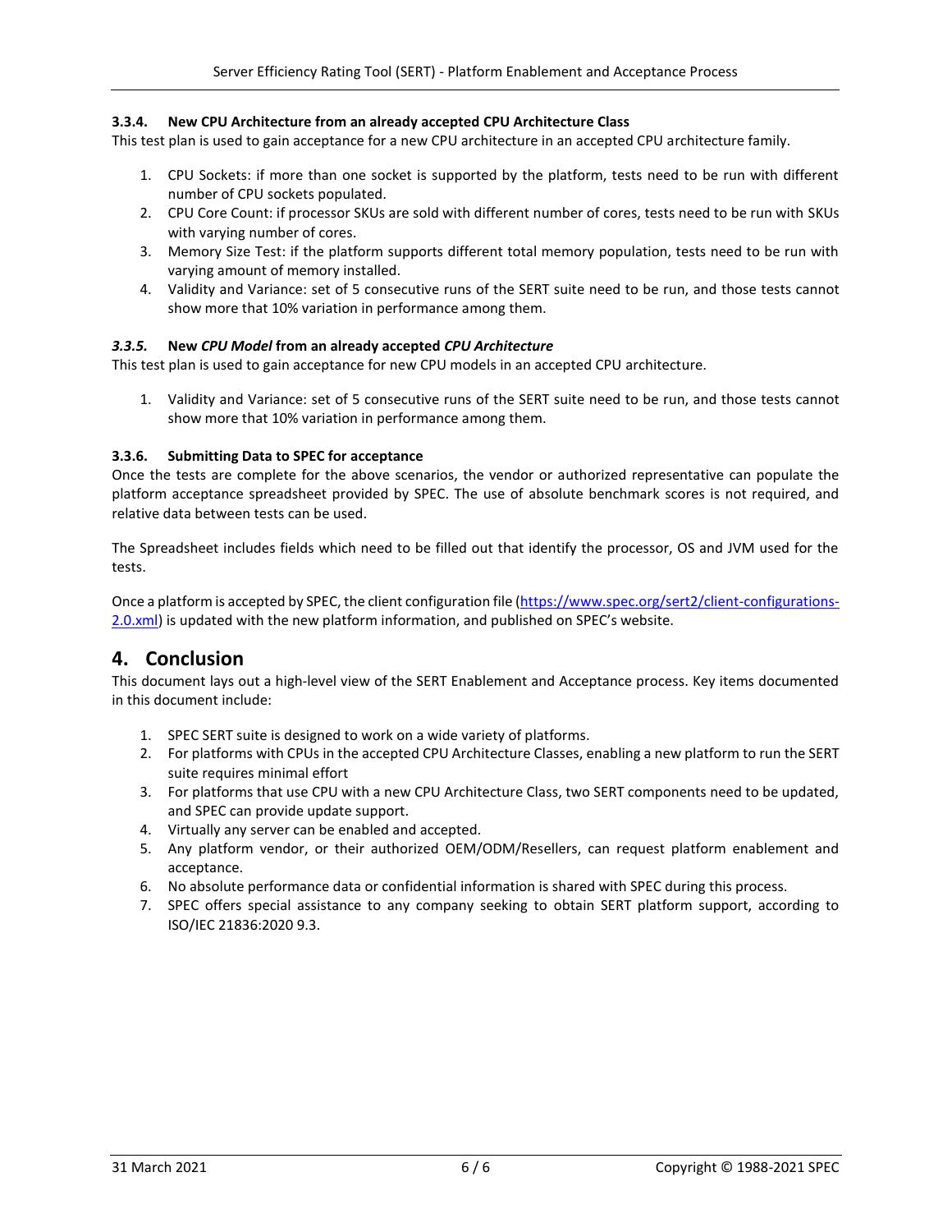### 3.3.4. New CPU Architecture from an already accepted CPU Architecture Class

This test plan is used to gain acceptance for a new CPU architecture in an accepted CPU architecture family.

1. CPU Sockets: if more than one socket is supported by the platform, tests need to be run with different number of CPU sockets populated.
2. CPU Core Count: if processor SKUs are sold with different number of cores, tests need to be run with SKUs with varying number of cores.
3. Memory Size Test: if the platform supports different total memory population, tests need to be run with varying amount of memory installed.
4. Validity and Variance: set of 5 consecutive runs of the SERT suite need to be run, and those tests cannot show more that 10% variation in performance among them.

### *3.3.5.* New *CPU Model* from an already accepted *CPU Architecture*

This test plan is used to gain acceptance for new CPU models in an accepted CPU architecture.

1. Validity and Variance: set of 5 consecutive runs of the SERT suite need to be run, and those tests cannot show more that 10% variation in performance among them.

### 3.3.6. Submitting Data to SPEC for acceptance

Once the tests are complete for the above scenarios, the vendor or authorized representative can populate the platform acceptance spreadsheet provided by SPEC. The use of absolute benchmark scores is not required, and relative data between tests can be used.

The Spreadsheet includes fields which need to be filled out that identify the processor, OS and JVM used for the tests.

Once a platform is accepted by SPEC, the client configuration file (https://www.spec.org/sert2/client-configurations-2.0.xml) is updated with the new platform information, and published on SPEC's website.

## 4. Conclusion

This document lays out a high-level view of the SERT Enablement and Acceptance process. Key items documented in this document include:

1. SPEC SERT suite is designed to work on a wide variety of platforms.
2. For platforms with CPUs in the accepted CPU Architecture Classes, enabling a new platform to run the SERT suite requires minimal effort
3. For platforms that use CPU with a new CPU Architecture Class, two SERT components need to be updated, and SPEC can provide update support.
4. Virtually any server can be enabled and accepted.
5. Any platform vendor, or their authorized OEM/ODM/Resellers, can request platform enablement and acceptance.
6. No absolute performance data or confidential information is shared with SPEC during this process.
7. SPEC offers special assistance to any company seeking to obtain SERT platform support, according to ISO/IEC 21836:2020 9.3.